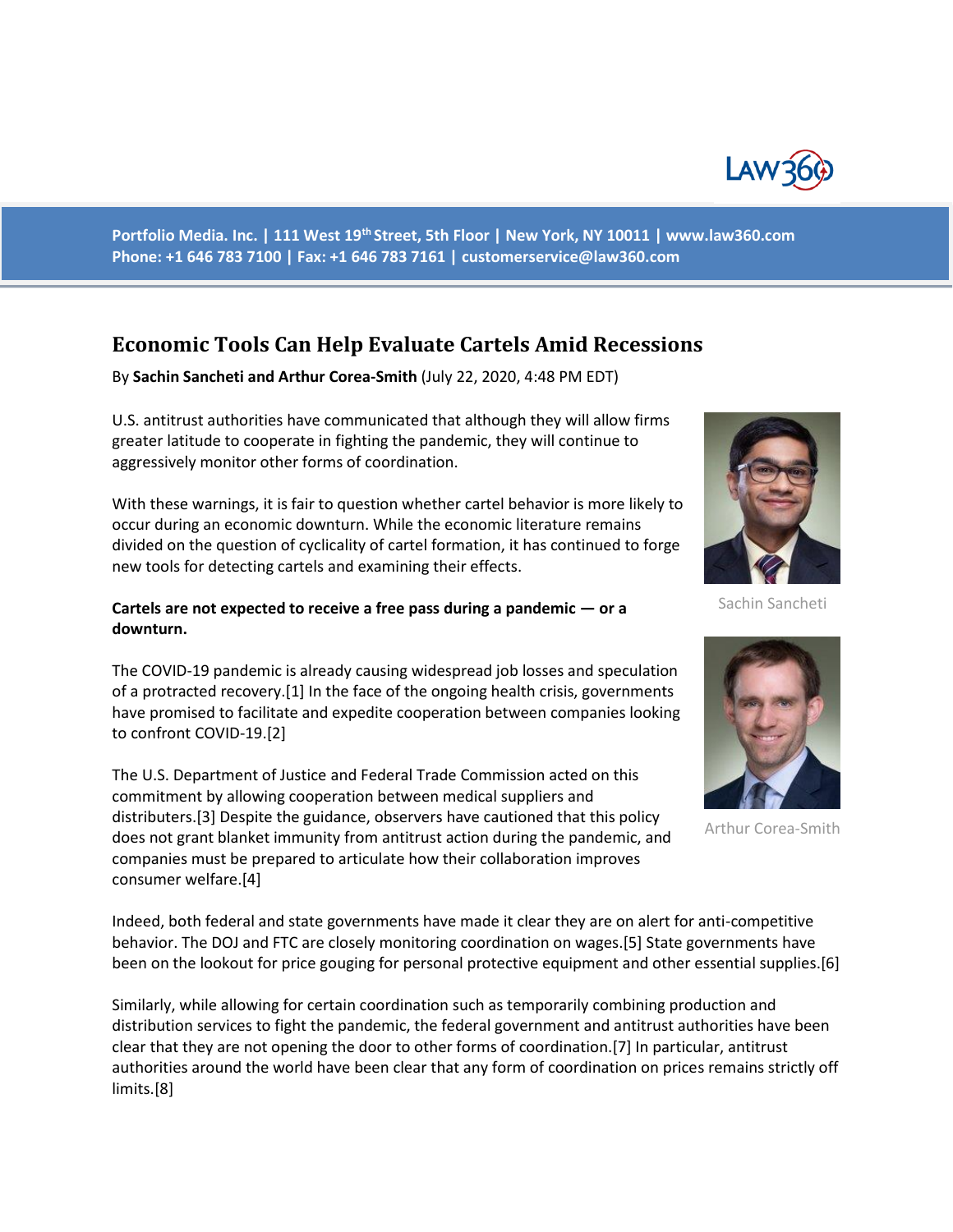Portfolio Media. Inc. | 111 West 19th Street, 5th Floor | New York, NY 10011 | www.law360.com
Phone: +1 646 783 7100 | Fax: +1 646 783 7161 | customerservice@law360.com

# Economic Tools Can Help Evaluate Cartels Amid Recessions

By **Sachin Sancheti and Arthur Corea-Smith** (July 22, 2020, 4:48 PM EDT)

U.S. antitrust authorities have communicated that although they will allow firms greater latitude to cooperate in fighting the pandemic, they will continue to aggressively monitor other forms of coordination.

With these warnings, it is fair to question whether cartel behavior is more likely to occur during an economic downturn. While the economic literature remains divided on the question of cyclicality of cartel formation, it has continued to forge new tools for detecting cartels and examining their effects.

Sachin Sancheti

Arthur Corea-Smith

**Cartels are not expected to receive a free pass during a pandemic — or a downturn.**

The COVID-19 pandemic is already causing widespread job losses and speculation of a protracted recovery.[1] In the face of the ongoing health crisis, governments have promised to facilitate and expedite cooperation between companies looking to confront COVID-19.[2]

The U.S. Department of Justice and Federal Trade Commission acted on this commitment by allowing cooperation between medical suppliers and distributers.[3] Despite the guidance, observers have cautioned that this policy does not grant blanket immunity from antitrust action during the pandemic, and companies must be prepared to articulate how their collaboration improves consumer welfare.[4]

Indeed, both federal and state governments have made it clear they are on alert for anti-competitive behavior. The DOJ and FTC are closely monitoring coordination on wages.[5] State governments have been on the lookout for price gouging for personal protective equipment and other essential supplies.[6]

Similarly, while allowing for certain coordination such as temporarily combining production and distribution services to fight the pandemic, the federal government and antitrust authorities have been clear that they are not opening the door to other forms of coordination.[7] In particular, antitrust authorities around the world have been clear that any form of coordination on prices remains strictly off limits.[8]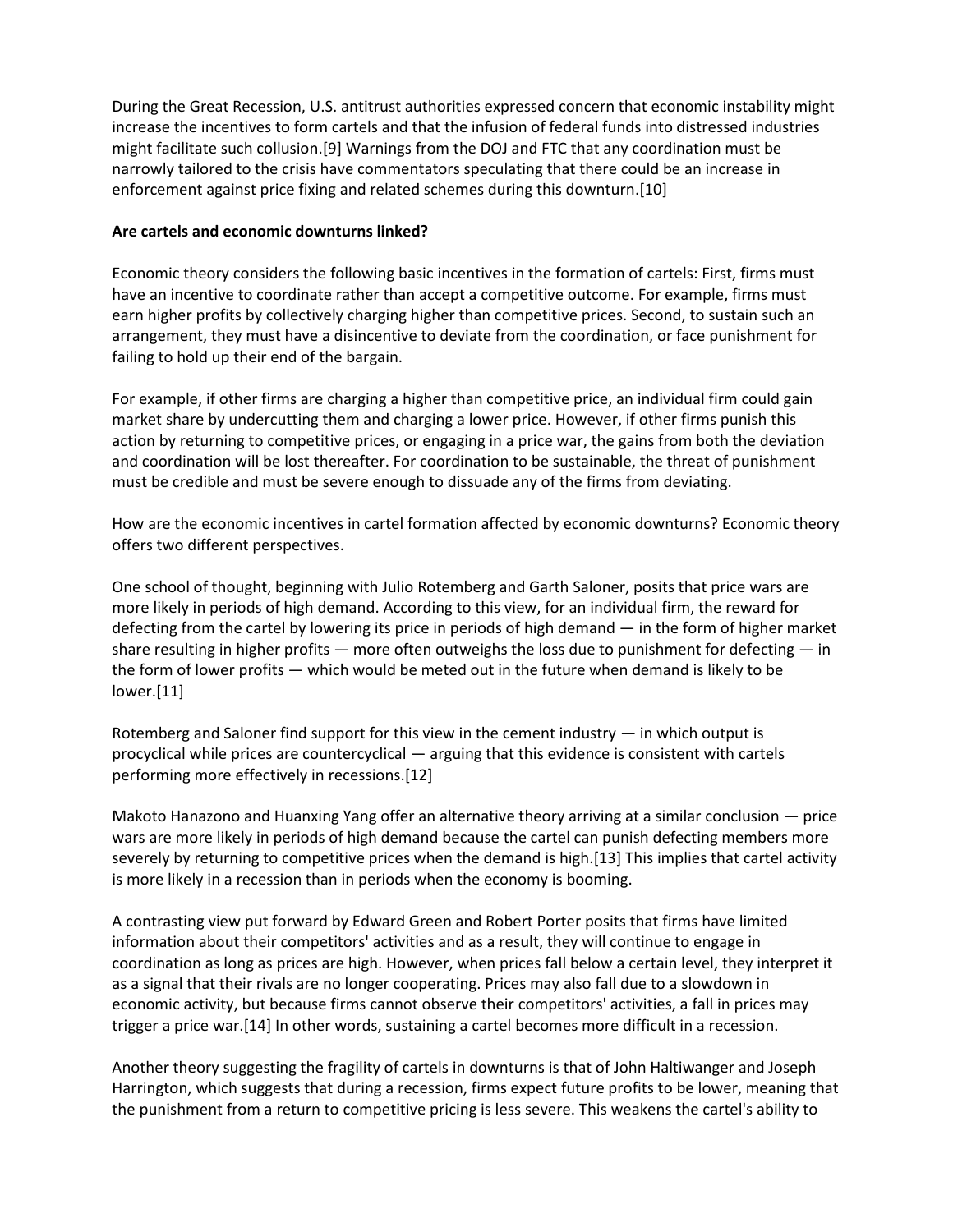During the Great Recession, U.S. antitrust authorities expressed concern that economic instability might increase the incentives to form cartels and that the infusion of federal funds into distressed industries might facilitate such collusion.[9] Warnings from the DOJ and FTC that any coordination must be narrowly tailored to the crisis have commentators speculating that there could be an increase in enforcement against price fixing and related schemes during this downturn.[10]

**Are cartels and economic downturns linked?**

Economic theory considers the following basic incentives in the formation of cartels: First, firms must have an incentive to coordinate rather than accept a competitive outcome. For example, firms must earn higher profits by collectively charging higher than competitive prices. Second, to sustain such an arrangement, they must have a disincentive to deviate from the coordination, or face punishment for failing to hold up their end of the bargain.

For example, if other firms are charging a higher than competitive price, an individual firm could gain market share by undercutting them and charging a lower price. However, if other firms punish this action by returning to competitive prices, or engaging in a price war, the gains from both the deviation and coordination will be lost thereafter. For coordination to be sustainable, the threat of punishment must be credible and must be severe enough to dissuade any of the firms from deviating.

How are the economic incentives in cartel formation affected by economic downturns? Economic theory offers two different perspectives.

One school of thought, beginning with Julio Rotemberg and Garth Saloner, posits that price wars are more likely in periods of high demand. According to this view, for an individual firm, the reward for defecting from the cartel by lowering its price in periods of high demand — in the form of higher market share resulting in higher profits — more often outweighs the loss due to punishment for defecting — in the form of lower profits — which would be meted out in the future when demand is likely to be lower.[11]

Rotemberg and Saloner find support for this view in the cement industry — in which output is procyclical while prices are countercyclical — arguing that this evidence is consistent with cartels performing more effectively in recessions.[12]

Makoto Hanazono and Huanxing Yang offer an alternative theory arriving at a similar conclusion — price wars are more likely in periods of high demand because the cartel can punish defecting members more severely by returning to competitive prices when the demand is high.[13] This implies that cartel activity is more likely in a recession than in periods when the economy is booming.

A contrasting view put forward by Edward Green and Robert Porter posits that firms have limited information about their competitors' activities and as a result, they will continue to engage in coordination as long as prices are high. However, when prices fall below a certain level, they interpret it as a signal that their rivals are no longer cooperating. Prices may also fall due to a slowdown in economic activity, but because firms cannot observe their competitors' activities, a fall in prices may trigger a price war.[14] In other words, sustaining a cartel becomes more difficult in a recession.

Another theory suggesting the fragility of cartels in downturns is that of John Haltiwanger and Joseph Harrington, which suggests that during a recession, firms expect future profits to be lower, meaning that the punishment from a return to competitive pricing is less severe. This weakens the cartel's ability to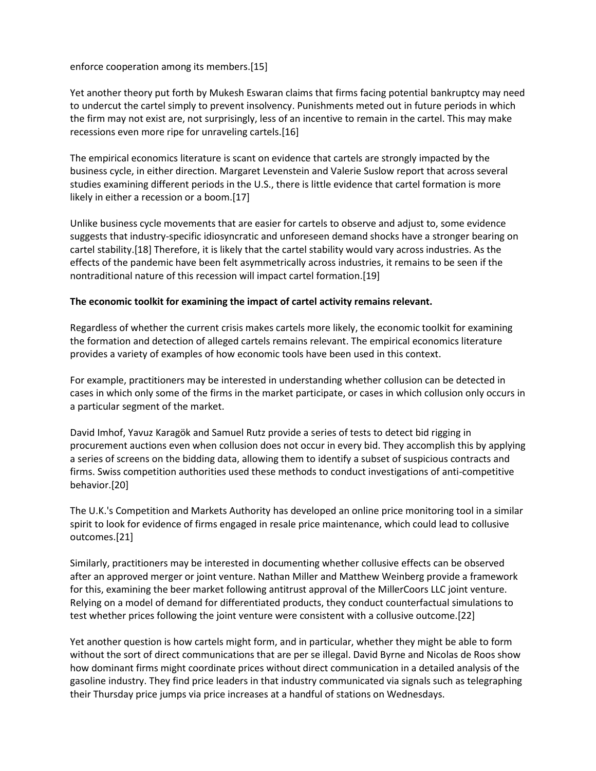enforce cooperation among its members.[15]

Yet another theory put forth by Mukesh Eswaran claims that firms facing potential bankruptcy may need to undercut the cartel simply to prevent insolvency. Punishments meted out in future periods in which the firm may not exist are, not surprisingly, less of an incentive to remain in the cartel. This may make recessions even more ripe for unraveling cartels.[16]

The empirical economics literature is scant on evidence that cartels are strongly impacted by the business cycle, in either direction. Margaret Levenstein and Valerie Suslow report that across several studies examining different periods in the U.S., there is little evidence that cartel formation is more likely in either a recession or a boom.[17]

Unlike business cycle movements that are easier for cartels to observe and adjust to, some evidence suggests that industry-specific idiosyncratic and unforeseen demand shocks have a stronger bearing on cartel stability.[18] Therefore, it is likely that the cartel stability would vary across industries. As the effects of the pandemic have been felt asymmetrically across industries, it remains to be seen if the nontraditional nature of this recession will impact cartel formation.[19]

**The economic toolkit for examining the impact of cartel activity remains relevant.**

Regardless of whether the current crisis makes cartels more likely, the economic toolkit for examining the formation and detection of alleged cartels remains relevant. The empirical economics literature provides a variety of examples of how economic tools have been used in this context.

For example, practitioners may be interested in understanding whether collusion can be detected in cases in which only some of the firms in the market participate, or cases in which collusion only occurs in a particular segment of the market.

David Imhof, Yavuz Karagök and Samuel Rutz provide a series of tests to detect bid rigging in procurement auctions even when collusion does not occur in every bid. They accomplish this by applying a series of screens on the bidding data, allowing them to identify a subset of suspicious contracts and firms. Swiss competition authorities used these methods to conduct investigations of anti-competitive behavior.[20]

The U.K.'s Competition and Markets Authority has developed an online price monitoring tool in a similar spirit to look for evidence of firms engaged in resale price maintenance, which could lead to collusive outcomes.[21]

Similarly, practitioners may be interested in documenting whether collusive effects can be observed after an approved merger or joint venture. Nathan Miller and Matthew Weinberg provide a framework for this, examining the beer market following antitrust approval of the MillerCoors LLC joint venture. Relying on a model of demand for differentiated products, they conduct counterfactual simulations to test whether prices following the joint venture were consistent with a collusive outcome.[22]

Yet another question is how cartels might form, and in particular, whether they might be able to form without the sort of direct communications that are per se illegal. David Byrne and Nicolas de Roos show how dominant firms might coordinate prices without direct communication in a detailed analysis of the gasoline industry. They find price leaders in that industry communicated via signals such as telegraphing their Thursday price jumps via price increases at a handful of stations on Wednesdays.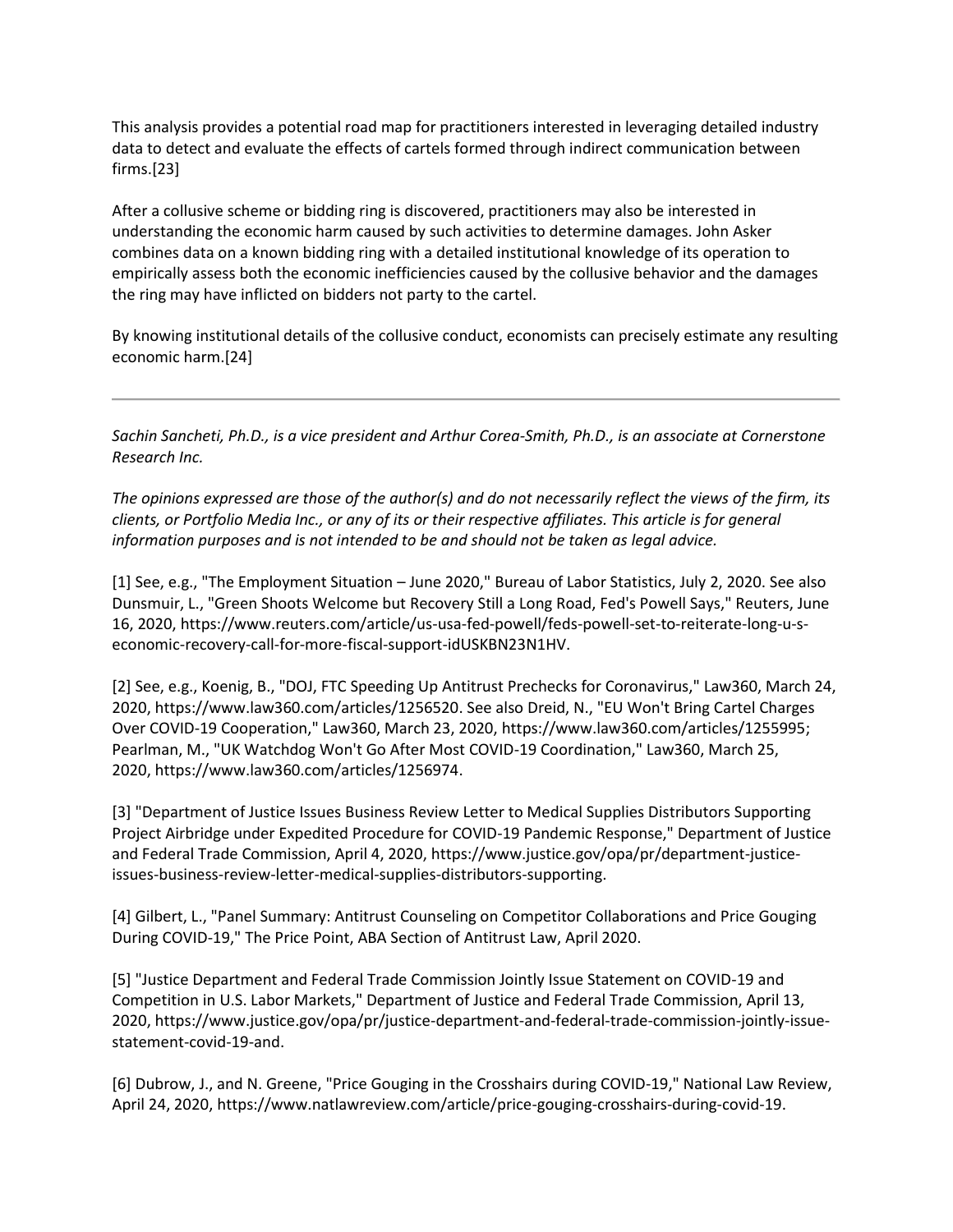This analysis provides a potential road map for practitioners interested in leveraging detailed industry data to detect and evaluate the effects of cartels formed through indirect communication between firms.[23]

After a collusive scheme or bidding ring is discovered, practitioners may also be interested in understanding the economic harm caused by such activities to determine damages. John Asker combines data on a known bidding ring with a detailed institutional knowledge of its operation to empirically assess both the economic inefficiencies caused by the collusive behavior and the damages the ring may have inflicted on bidders not party to the cartel.

By knowing institutional details of the collusive conduct, economists can precisely estimate any resulting economic harm.[24]

---

*Sachin Sancheti, Ph.D., is a vice president and Arthur Corea-Smith, Ph.D., is an associate at Cornerstone Research Inc.*

*The opinions expressed are those of the author(s) and do not necessarily reflect the views of the firm, its clients, or Portfolio Media Inc., or any of its or their respective affiliates. This article is for general information purposes and is not intended to be and should not be taken as legal advice.*

[1] See, e.g., "The Employment Situation – June 2020," Bureau of Labor Statistics, July 2, 2020. See also Dunsmuir, L., "Green Shoots Welcome but Recovery Still a Long Road, Fed's Powell Says," Reuters, June 16, 2020, https://www.reuters.com/article/us-usa-fed-powell/feds-powell-set-to-reiterate-long-u-s-economic-recovery-call-for-more-fiscal-support-idUSKBN23N1HV.

[2] See, e.g., Koenig, B., "DOJ, FTC Speeding Up Antitrust Prechecks for Coronavirus," Law360, March 24, 2020, https://www.law360.com/articles/1256520. See also Dreid, N., "EU Won't Bring Cartel Charges Over COVID-19 Cooperation," Law360, March 23, 2020, https://www.law360.com/articles/1255995; Pearlman, M., "UK Watchdog Won't Go After Most COVID-19 Coordination," Law360, March 25, 2020, https://www.law360.com/articles/1256974.

[3] "Department of Justice Issues Business Review Letter to Medical Supplies Distributors Supporting Project Airbridge under Expedited Procedure for COVID-19 Pandemic Response," Department of Justice and Federal Trade Commission, April 4, 2020, https://www.justice.gov/opa/pr/department-justice-issues-business-review-letter-medical-supplies-distributors-supporting.

[4] Gilbert, L., "Panel Summary: Antitrust Counseling on Competitor Collaborations and Price Gouging During COVID-19," The Price Point, ABA Section of Antitrust Law, April 2020.

[5] "Justice Department and Federal Trade Commission Jointly Issue Statement on COVID-19 and Competition in U.S. Labor Markets," Department of Justice and Federal Trade Commission, April 13, 2020, https://www.justice.gov/opa/pr/justice-department-and-federal-trade-commission-jointly-issue-statement-covid-19-and.

[6] Dubrow, J., and N. Greene, "Price Gouging in the Crosshairs during COVID-19," National Law Review, April 24, 2020, https://www.natlawreview.com/article/price-gouging-crosshairs-during-covid-19.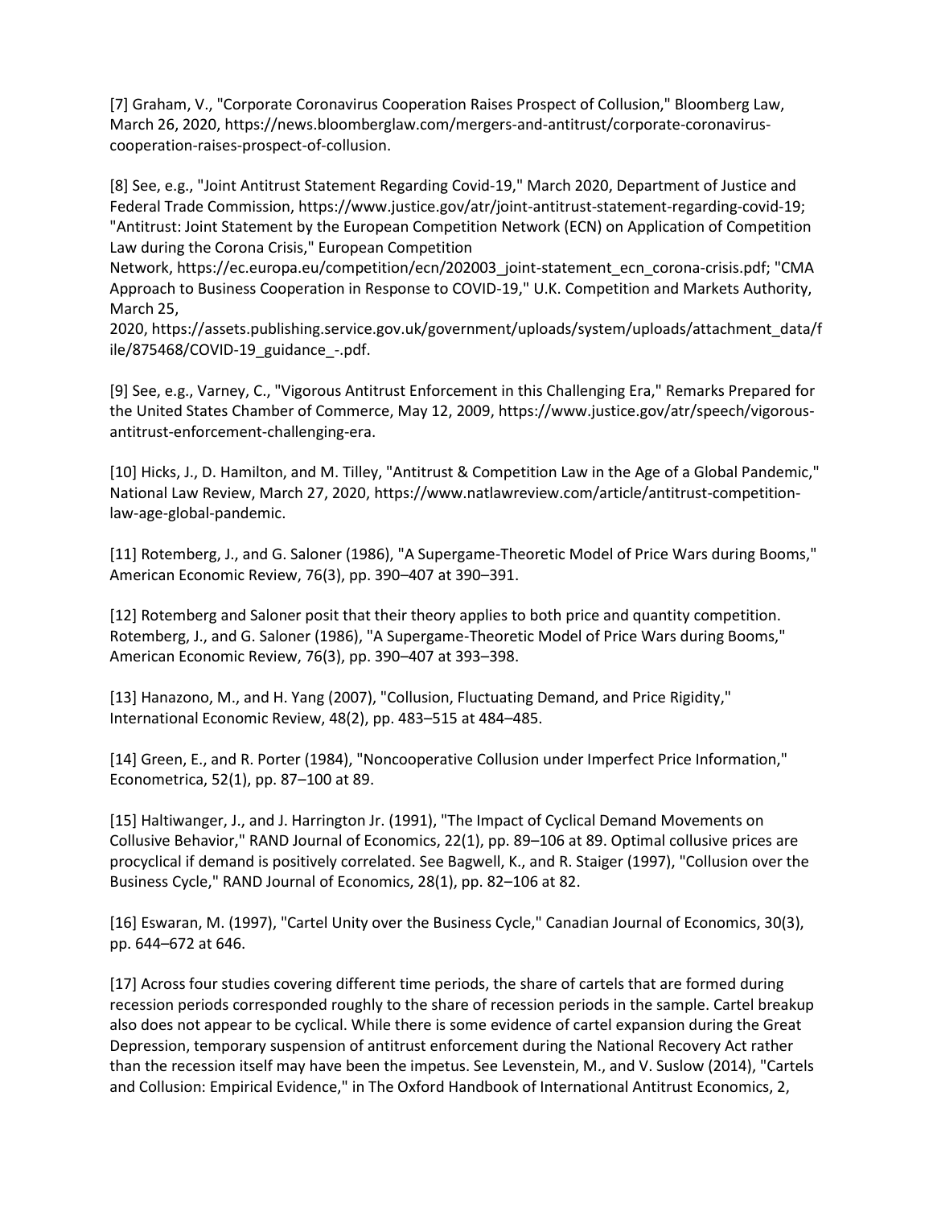[7] Graham, V., "Corporate Coronavirus Cooperation Raises Prospect of Collusion," Bloomberg Law, March 26, 2020, https://news.bloomberglaw.com/mergers-and-antitrust/corporate-coronavirus-cooperation-raises-prospect-of-collusion.

[8] See, e.g., "Joint Antitrust Statement Regarding Covid-19," March 2020, Department of Justice and Federal Trade Commission, https://www.justice.gov/atr/joint-antitrust-statement-regarding-covid-19; "Antitrust: Joint Statement by the European Competition Network (ECN) on Application of Competition Law during the Corona Crisis," European Competition Network, https://ec.europa.eu/competition/ecn/202003_joint-statement_ecn_corona-crisis.pdf; "CMA Approach to Business Cooperation in Response to COVID-19," U.K. Competition and Markets Authority, March 25, 2020, https://assets.publishing.service.gov.uk/government/uploads/system/uploads/attachment_data/file/875468/COVID-19_guidance_-.pdf.

[9] See, e.g., Varney, C., "Vigorous Antitrust Enforcement in this Challenging Era," Remarks Prepared for the United States Chamber of Commerce, May 12, 2009, https://www.justice.gov/atr/speech/vigorous-antitrust-enforcement-challenging-era.

[10] Hicks, J., D. Hamilton, and M. Tilley, "Antitrust & Competition Law in the Age of a Global Pandemic," National Law Review, March 27, 2020, https://www.natlawreview.com/article/antitrust-competition-law-age-global-pandemic.

[11] Rotemberg, J., and G. Saloner (1986), "A Supergame-Theoretic Model of Price Wars during Booms," American Economic Review, 76(3), pp. 390–407 at 390–391.

[12] Rotemberg and Saloner posit that their theory applies to both price and quantity competition. Rotemberg, J., and G. Saloner (1986), "A Supergame-Theoretic Model of Price Wars during Booms," American Economic Review, 76(3), pp. 390–407 at 393–398.

[13] Hanazono, M., and H. Yang (2007), "Collusion, Fluctuating Demand, and Price Rigidity," International Economic Review, 48(2), pp. 483–515 at 484–485.

[14] Green, E., and R. Porter (1984), "Noncooperative Collusion under Imperfect Price Information," Econometrica, 52(1), pp. 87–100 at 89.

[15] Haltiwanger, J., and J. Harrington Jr. (1991), "The Impact of Cyclical Demand Movements on Collusive Behavior," RAND Journal of Economics, 22(1), pp. 89–106 at 89. Optimal collusive prices are procyclical if demand is positively correlated. See Bagwell, K., and R. Staiger (1997), "Collusion over the Business Cycle," RAND Journal of Economics, 28(1), pp. 82–106 at 82.

[16] Eswaran, M. (1997), "Cartel Unity over the Business Cycle," Canadian Journal of Economics, 30(3), pp. 644–672 at 646.

[17] Across four studies covering different time periods, the share of cartels that are formed during recession periods corresponded roughly to the share of recession periods in the sample. Cartel breakup also does not appear to be cyclical. While there is some evidence of cartel expansion during the Great Depression, temporary suspension of antitrust enforcement during the National Recovery Act rather than the recession itself may have been the impetus. See Levenstein, M., and V. Suslow (2014), "Cartels and Collusion: Empirical Evidence," in The Oxford Handbook of International Antitrust Economics, 2,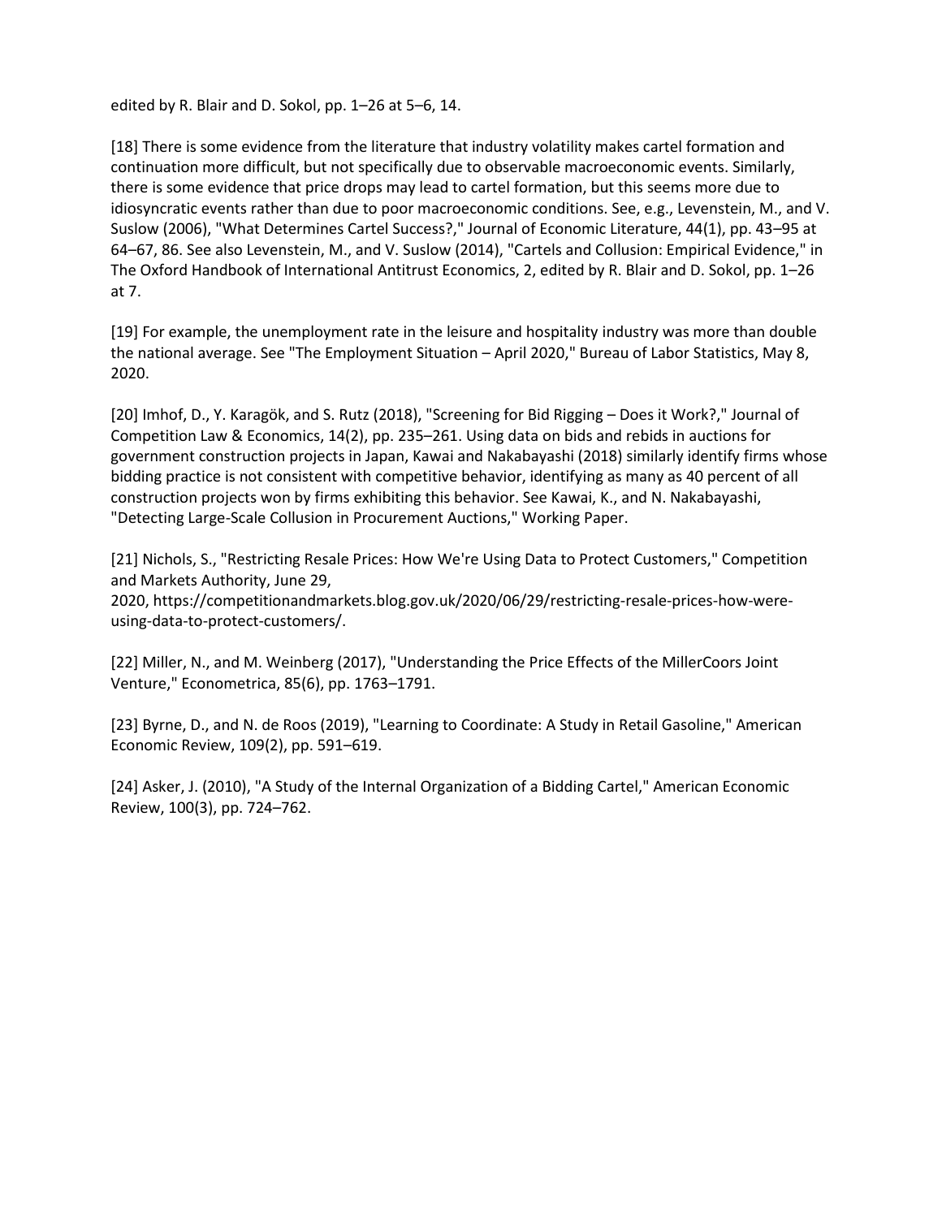edited by R. Blair and D. Sokol, pp. 1–26 at 5–6, 14.

[18] There is some evidence from the literature that industry volatility makes cartel formation and continuation more difficult, but not specifically due to observable macroeconomic events. Similarly, there is some evidence that price drops may lead to cartel formation, but this seems more due to idiosyncratic events rather than due to poor macroeconomic conditions. See, e.g., Levenstein, M., and V. Suslow (2006), "What Determines Cartel Success?," Journal of Economic Literature, 44(1), pp. 43–95 at 64–67, 86. See also Levenstein, M., and V. Suslow (2014), "Cartels and Collusion: Empirical Evidence," in The Oxford Handbook of International Antitrust Economics, 2, edited by R. Blair and D. Sokol, pp. 1–26 at 7.

[19] For example, the unemployment rate in the leisure and hospitality industry was more than double the national average. See "The Employment Situation – April 2020," Bureau of Labor Statistics, May 8, 2020.

[20] Imhof, D., Y. Karagök, and S. Rutz (2018), "Screening for Bid Rigging – Does it Work?," Journal of Competition Law & Economics, 14(2), pp. 235–261. Using data on bids and rebids in auctions for government construction projects in Japan, Kawai and Nakabayashi (2018) similarly identify firms whose bidding practice is not consistent with competitive behavior, identifying as many as 40 percent of all construction projects won by firms exhibiting this behavior. See Kawai, K., and N. Nakabayashi, "Detecting Large-Scale Collusion in Procurement Auctions," Working Paper.

[21] Nichols, S., "Restricting Resale Prices: How We're Using Data to Protect Customers," Competition and Markets Authority, June 29, 2020, https://competitionandmarkets.blog.gov.uk/2020/06/29/restricting-resale-prices-how-were-using-data-to-protect-customers/.

[22] Miller, N., and M. Weinberg (2017), "Understanding the Price Effects of the MillerCoors Joint Venture," Econometrica, 85(6), pp. 1763–1791.

[23] Byrne, D., and N. de Roos (2019), "Learning to Coordinate: A Study in Retail Gasoline," American Economic Review, 109(2), pp. 591–619.

[24] Asker, J. (2010), "A Study of the Internal Organization of a Bidding Cartel," American Economic Review, 100(3), pp. 724–762.